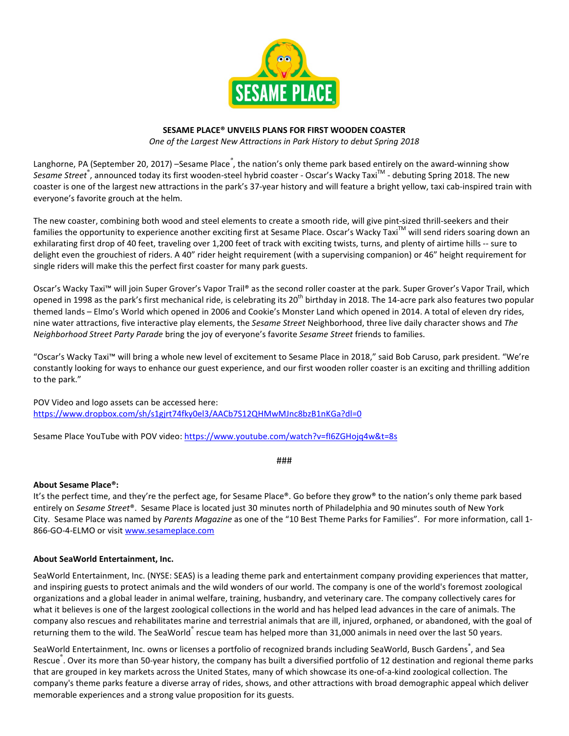**SESAME PLACE® UNVEILS PLANS FOR FIRST WOODEN COASTER**

*One of the Largest New Attractions in Park History to debut Spring 2018*

Langhorne, PA (September 20, 2017) –Sesame Place®, the nation's only theme park based entirely on the award-winning show *Sesame Street*®, announced today its first wooden-steel hybrid coaster - Oscar's Wacky Taxi™ - debuting Spring 2018. The new coaster is one of the largest new attractions in the park's 37-year history and will feature a bright yellow, taxi cab-inspired train with everyone's favorite grouch at the helm.

The new coaster, combining both wood and steel elements to create a smooth ride, will give pint-sized thrill-seekers and their families the opportunity to experience another exciting first at Sesame Place. Oscar's Wacky Taxi™ will send riders soaring down an exhilarating first drop of 40 feet, traveling over 1,200 feet of track with exciting twists, turns, and plenty of airtime hills -- sure to delight even the grouchiest of riders. A 40" rider height requirement (with a supervising companion) or 46" height requirement for single riders will make this the perfect first coaster for many park guests.

Oscar's Wacky Taxi™ will join Super Grover's Vapor Trail® as the second roller coaster at the park. Super Grover's Vapor Trail, which opened in 1998 as the park's first mechanical ride, is celebrating its 20th birthday in 2018. The 14-acre park also features two popular themed lands – Elmo's World which opened in 2006 and Cookie's Monster Land which opened in 2014. A total of eleven dry rides, nine water attractions, five interactive play elements, the *Sesame Street* Neighborhood, three live daily character shows and *The Neighborhood Street Party Parade* bring the joy of everyone's favorite *Sesame Street* friends to families.

"Oscar's Wacky Taxi™ will bring a whole new level of excitement to Sesame Place in 2018," said Bob Caruso, park president. "We're constantly looking for ways to enhance our guest experience, and our first wooden roller coaster is an exciting and thrilling addition to the park."

POV Video and logo assets can be accessed here:
https://www.dropbox.com/sh/s1gjrt74fky0el3/AACb7S12QHMwMJnc8bzB1nKGa?dl=0

Sesame Place YouTube with POV video: https://www.youtube.com/watch?v=fI6ZGHojq4w&t=8s

###

**About Sesame Place®:**

It's the perfect time, and they're the perfect age, for Sesame Place®. Go before they grow® to the nation's only theme park based entirely on *Sesame Street*®. Sesame Place is located just 30 minutes north of Philadelphia and 90 minutes south of New York City. Sesame Place was named by *Parents Magazine* as one of the "10 Best Theme Parks for Families". For more information, call 1-866-GO-4-ELMO or visit www.sesameplace.com

**About SeaWorld Entertainment, Inc.**

SeaWorld Entertainment, Inc. (NYSE: SEAS) is a leading theme park and entertainment company providing experiences that matter, and inspiring guests to protect animals and the wild wonders of our world. The company is one of the world's foremost zoological organizations and a global leader in animal welfare, training, husbandry, and veterinary care. The company collectively cares for what it believes is one of the largest zoological collections in the world and has helped lead advances in the care of animals. The company also rescues and rehabilitates marine and terrestrial animals that are ill, injured, orphaned, or abandoned, with the goal of returning them to the wild. The SeaWorld® rescue team has helped more than 31,000 animals in need over the last 50 years.

SeaWorld Entertainment, Inc. owns or licenses a portfolio of recognized brands including SeaWorld, Busch Gardens®, and Sea Rescue®. Over its more than 50-year history, the company has built a diversified portfolio of 12 destination and regional theme parks that are grouped in key markets across the United States, many of which showcase its one-of-a-kind zoological collection. The company's theme parks feature a diverse array of rides, shows, and other attractions with broad demographic appeal which deliver memorable experiences and a strong value proposition for its guests.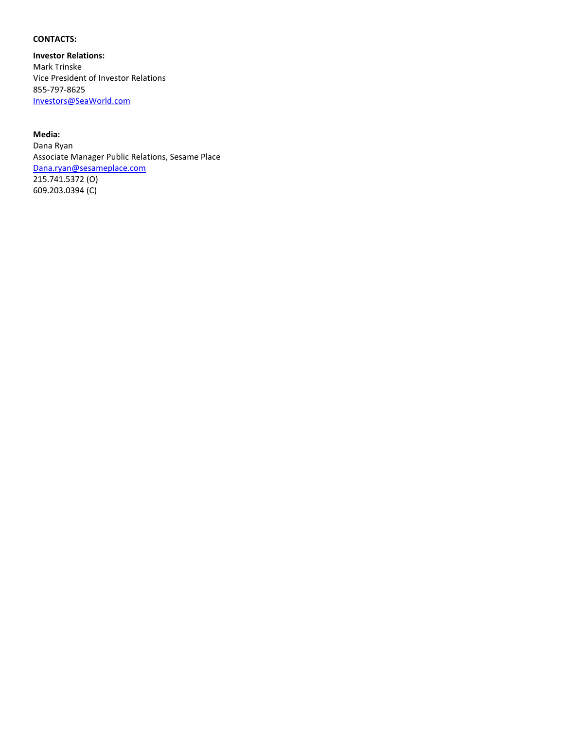**CONTACTS:**

**Investor Relations:**
Mark Trinske
Vice President of Investor Relations
855-797-8625
Investors@SeaWorld.com

**Media:**
Dana Ryan
Associate Manager Public Relations, Sesame Place
Dana.ryan@sesameplace.com
215.741.5372 (O)
609.203.0394 (C)